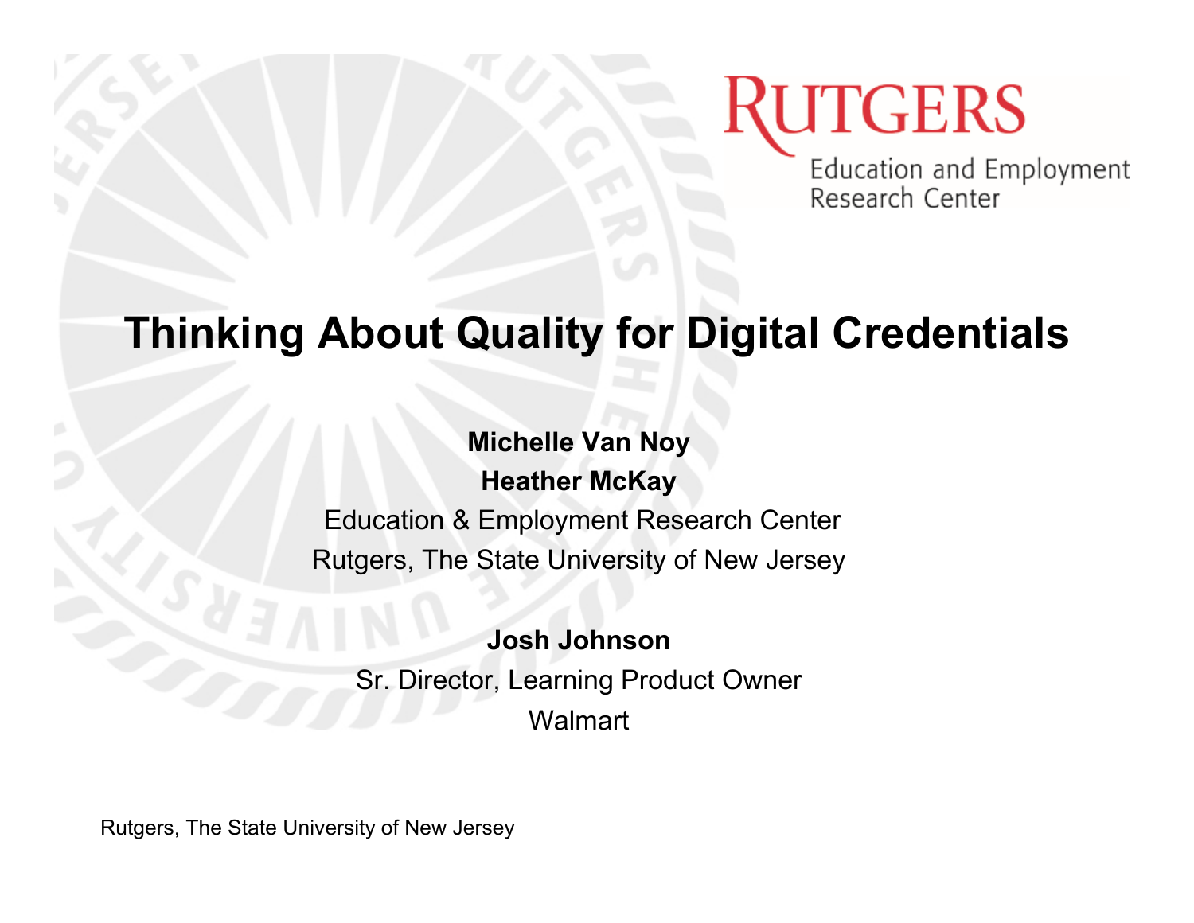RUTGERS

Education and Employment Research Center

# Thinking About Quality for Digital Credentials

**Michelle Van Noy**

**Heather McKay**

Education & Employment Research Center

Rutgers, The State University of New Jersey

**Josh Johnson**

Sr. Director, Learning Product Owner

Walmart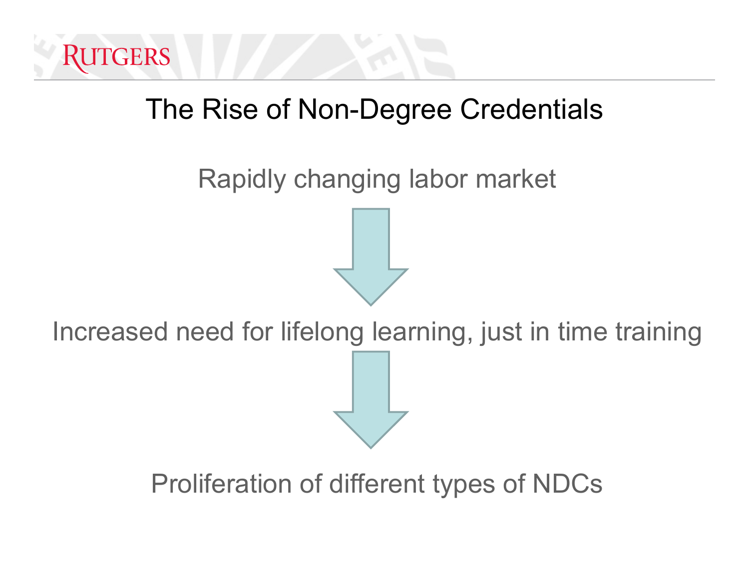# The Rise of Non-Degree Credentials

Rapidly changing labor market

↓

Increased need for lifelong learning, just in time training

↓

Proliferation of different types of NDCs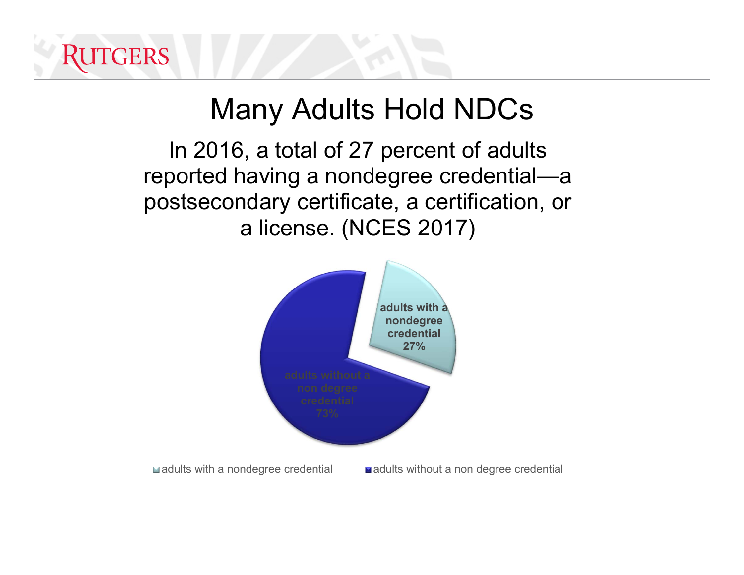# Many Adults Hold NDCs

In 2016, a total of 27 percent of adults reported having a nondegree credential—a postsecondary certificate, a certification, or a license. (NCES 2017)

adults with a nondegree credential 27%

adults without a non degree credential 73%

adults with a nondegree credential | adults without a non degree credential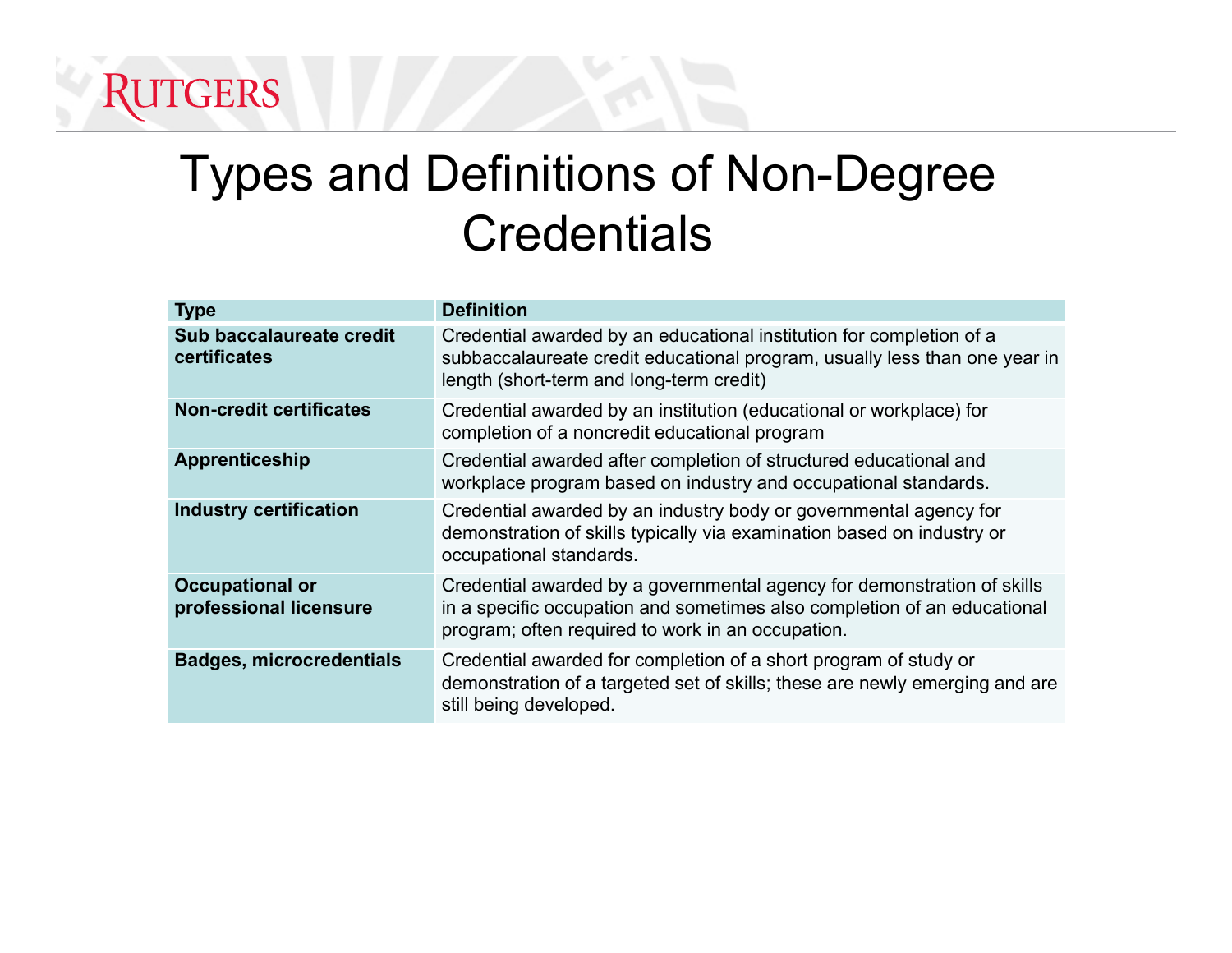# Types and Definitions of Non-Degree Credentials

| Type | Definition |
|---|---|
| **Sub baccalaureate credit certificates** | Credential awarded by an educational institution for completion of a subbaccalaureate credit educational program, usually less than one year in length (short-term and long-term credit) |
| **Non-credit certificates** | Credential awarded by an institution (educational or workplace) for completion of a noncredit educational program |
| **Apprenticeship** | Credential awarded after completion of structured educational and workplace program based on industry and occupational standards. |
| **Industry certification** | Credential awarded by an industry body or governmental agency for demonstration of skills typically via examination based on industry or occupational standards. |
| **Occupational or professional licensure** | Credential awarded by a governmental agency for demonstration of skills in a specific occupation and sometimes also completion of an educational program; often required to work in an occupation. |
| **Badges, microcredentials** | Credential awarded for completion of a short program of study or demonstration of a targeted set of skills; these are newly emerging and are still being developed. |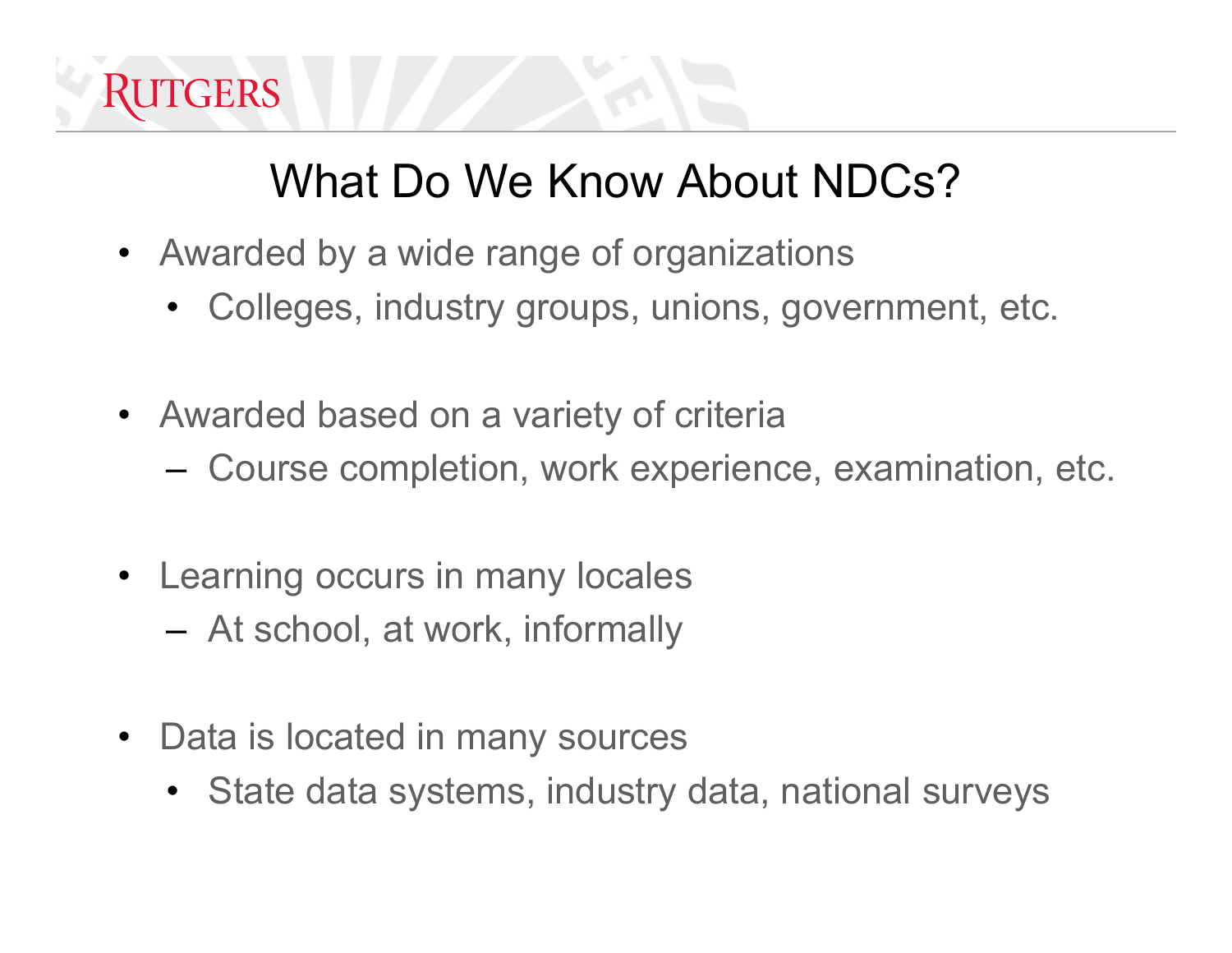# What Do We Know About NDCs?

- Awarded by a wide range of organizations
  - Colleges, industry groups, unions, government, etc.
- Awarded based on a variety of criteria
  - Course completion, work experience, examination, etc.
- Learning occurs in many locales
  - At school, at work, informally
- Data is located in many sources
  - State data systems, industry data, national surveys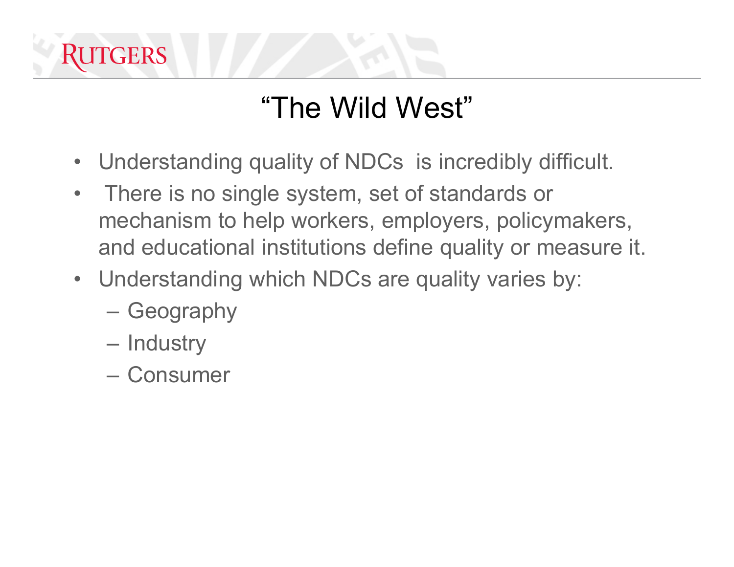# “The Wild West”

- Understanding quality of NDCs is incredibly difficult.
- There is no single system, set of standards or mechanism to help workers, employers, policymakers, and educational institutions define quality or measure it.
- Understanding which NDCs are quality varies by:
  - Geography
  - Industry
  - Consumer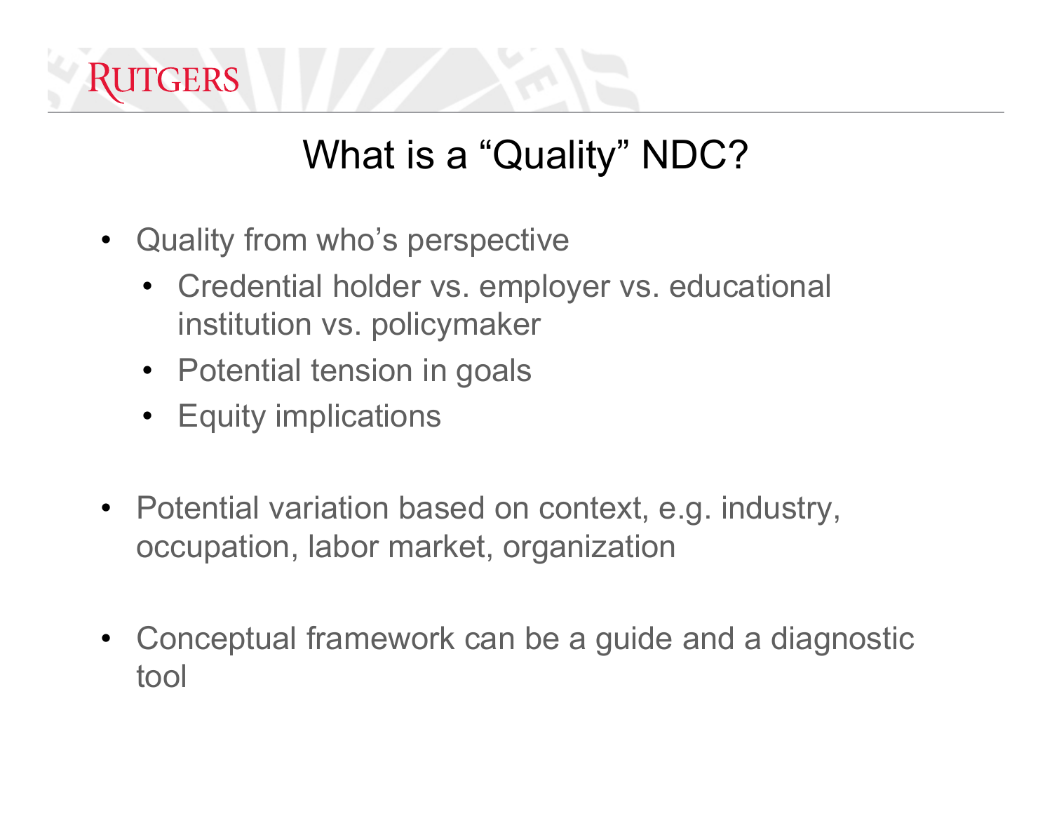# What is a "Quality" NDC?

- Quality from who's perspective
  - Credential holder vs. employer vs. educational institution vs. policymaker
  - Potential tension in goals
  - Equity implications

- Potential variation based on context, e.g. industry, occupation, labor market, organization

- Conceptual framework can be a guide and a diagnostic tool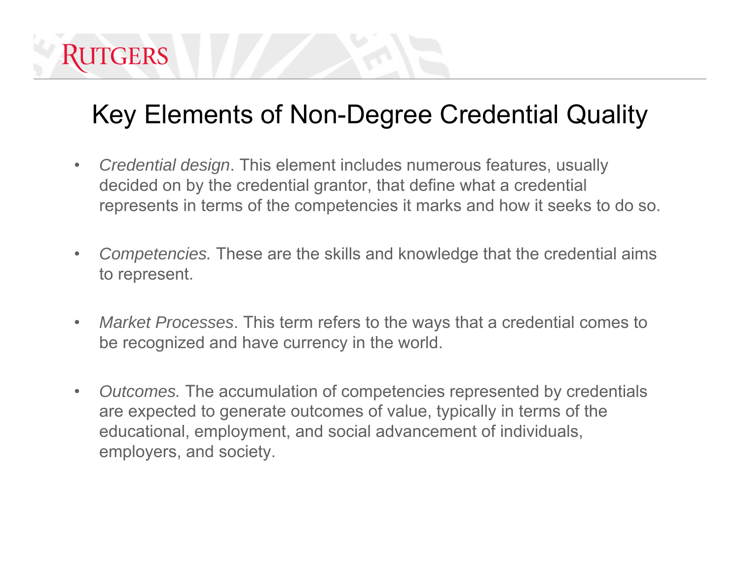# Key Elements of Non-Degree Credential Quality

- *Credential design*. This element includes numerous features, usually decided on by the credential grantor, that define what a credential represents in terms of the competencies it marks and how it seeks to do so.

- *Competencies.* These are the skills and knowledge that the credential aims to represent.

- *Market Processes*. This term refers to the ways that a credential comes to be recognized and have currency in the world.

- *Outcomes.* The accumulation of competencies represented by credentials are expected to generate outcomes of value, typically in terms of the educational, employment, and social advancement of individuals, employers, and society.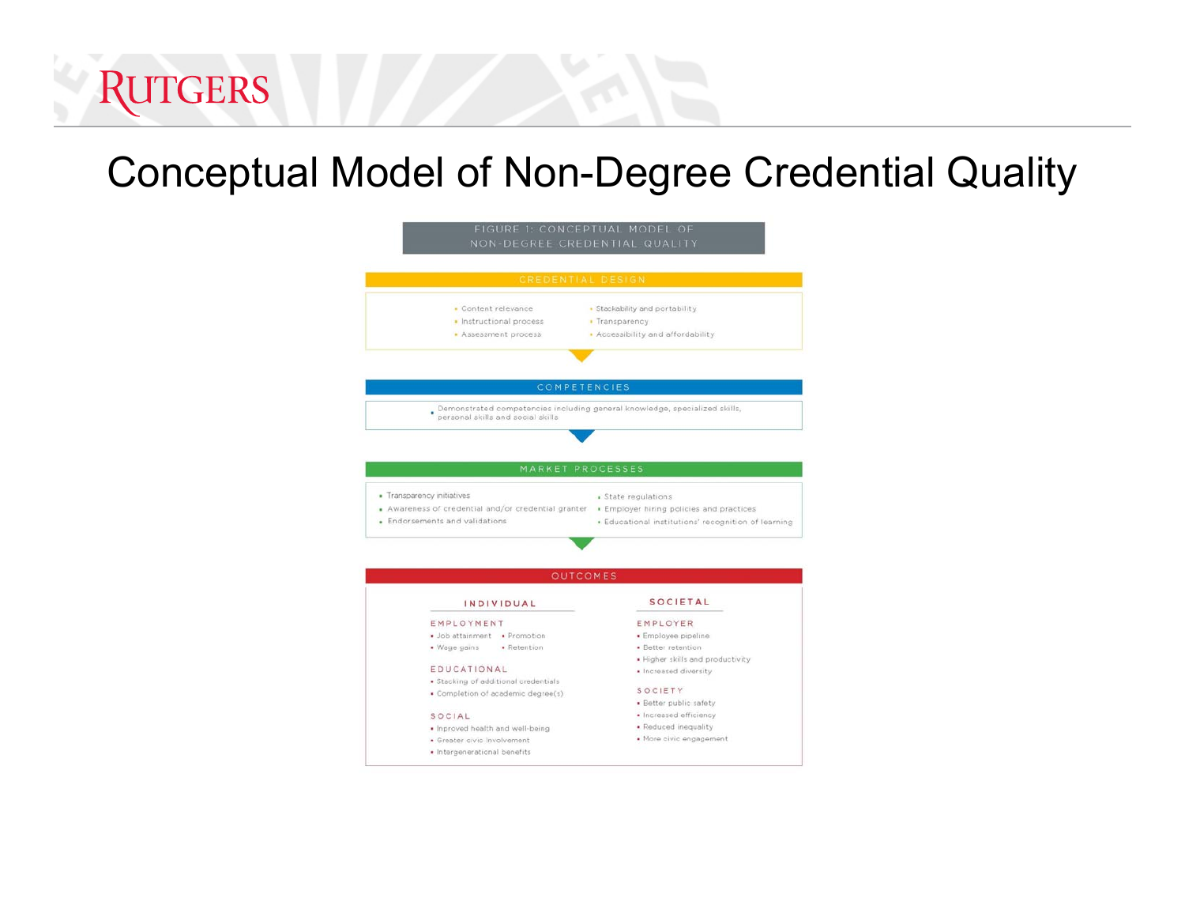# Conceptual Model of Non-Degree Credential Quality

FIGURE 1: CONCEPTUAL MODEL OF NON-DEGREE CREDENTIAL QUALITY

## CREDENTIAL DESIGN

- Content relevance
- Instructional process
- Assessment process
- Stackability and portability
- Transparency
- Accessibility and affordability

## COMPETENCIES

- Demonstrated competencies including general knowledge, specialized skills, personal skills and social skills

## MARKET PROCESSES

- Transparency initiatives
- Awareness of credential and/or credential granter
- Endorsements and validations
- State regulations
- Employer hiring policies and practices
- Educational institutions' recognition of learning

## OUTCOMES

### INDIVIDUAL

**EMPLOYMENT**

- Job attainment
- Promotion
- Wage gains
- Retention

**EDUCATIONAL**

- Stacking of additional credentials
- Completion of academic degree(s)

**SOCIAL**

- Improved health and well-being
- Greater civic involvement
- Intergenerational benefits

### SOCIETAL

**EMPLOYER**

- Employee pipeline
- Better retention
- Higher skills and productivity
- Increased diversity

**SOCIETY**

- Better public safety
- Increased efficiency
- Reduced inequality
- More civic engagement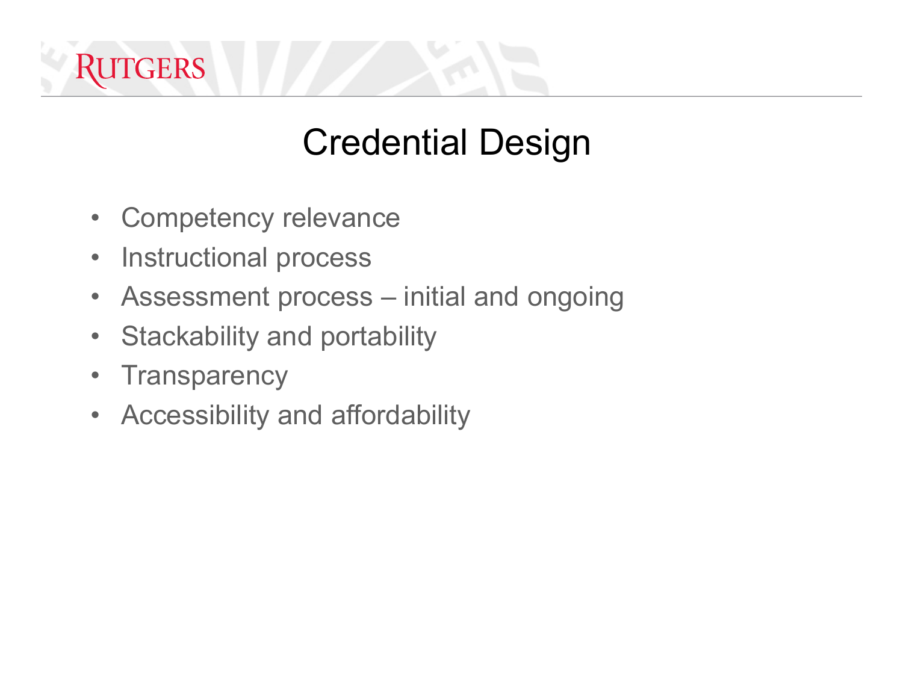# Credential Design

- Competency relevance
- Instructional process
- Assessment process – initial and ongoing
- Stackability and portability
- Transparency
- Accessibility and affordability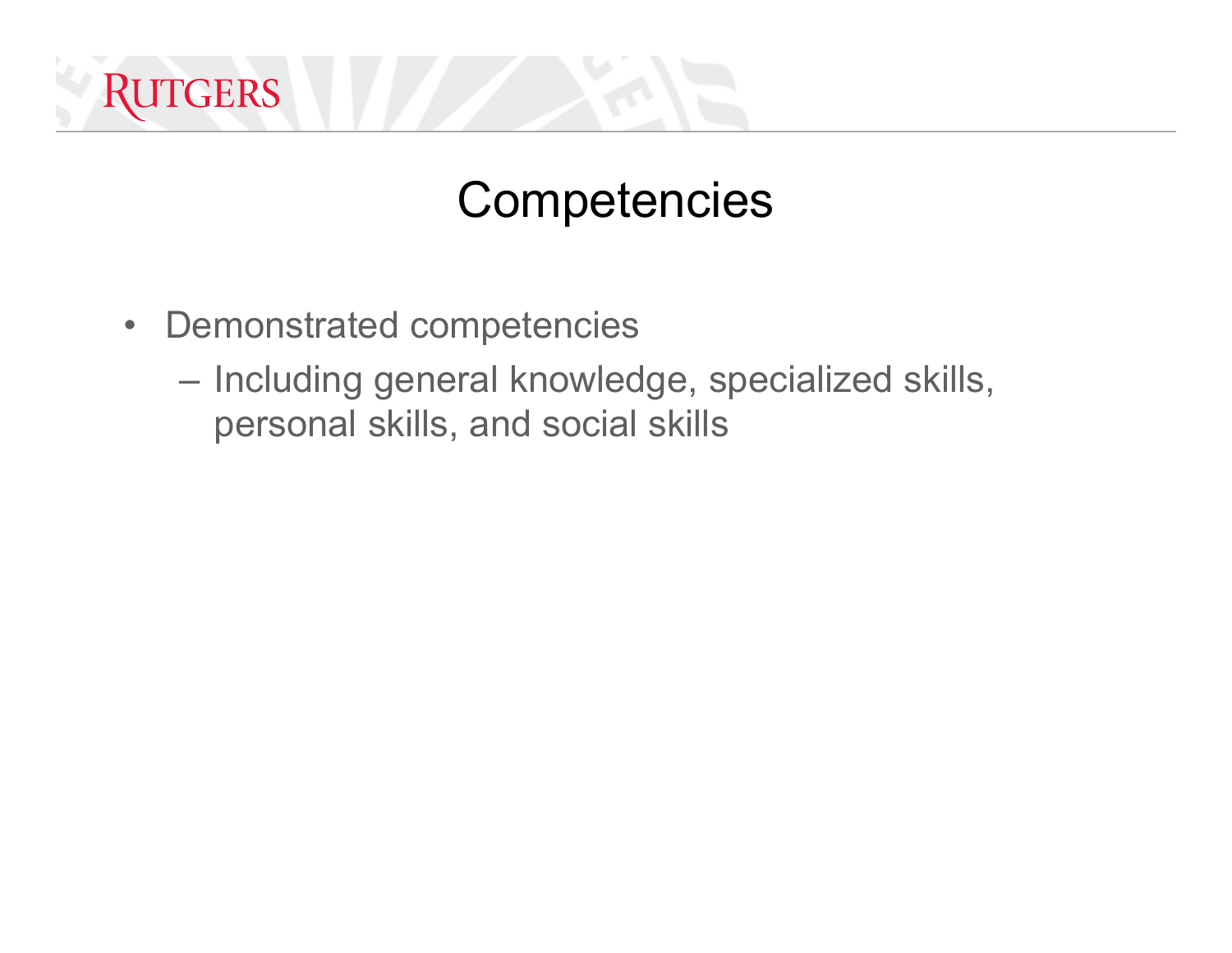# Competencies

- Demonstrated competencies
  - Including general knowledge, specialized skills, personal skills, and social skills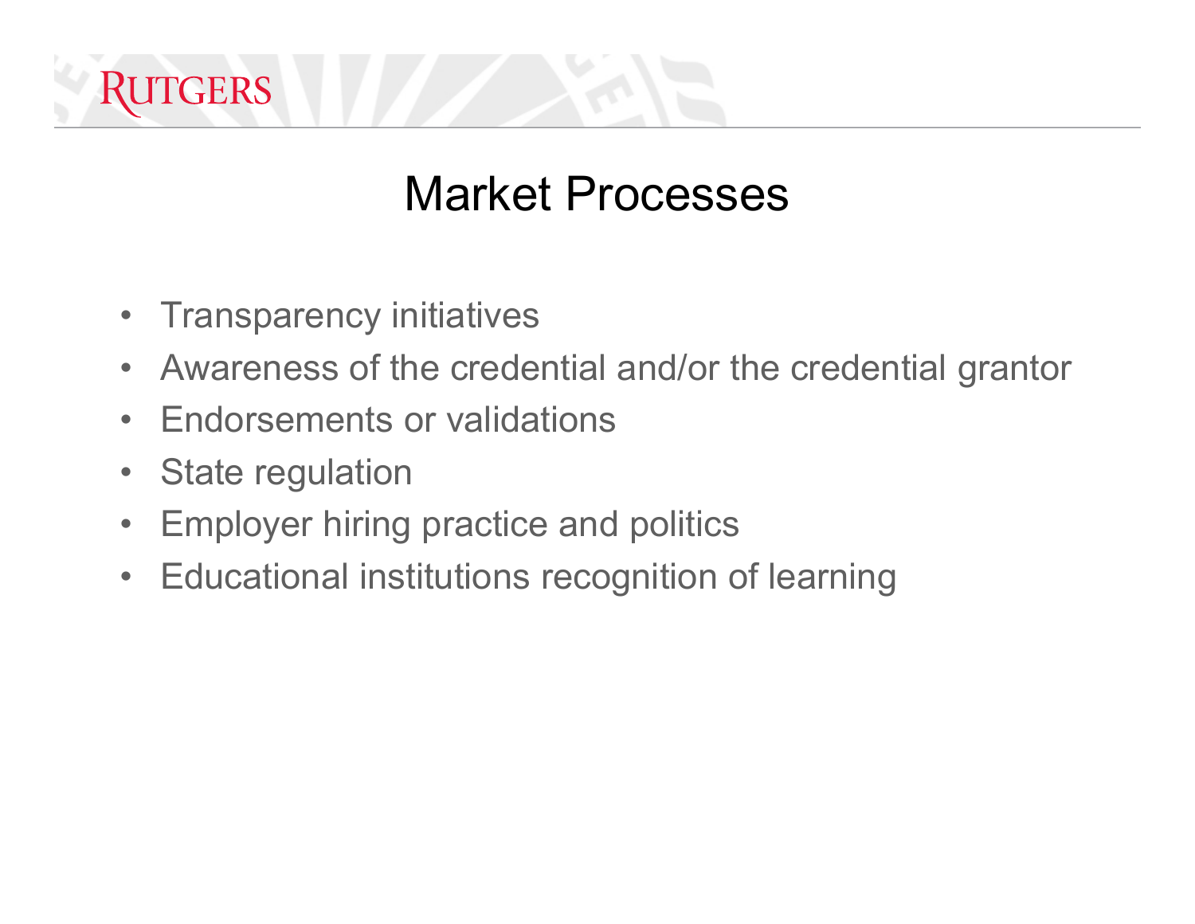# Market Processes

- Transparency initiatives
- Awareness of the credential and/or the credential grantor
- Endorsements or validations
- State regulation
- Employer hiring practice and politics
- Educational institutions recognition of learning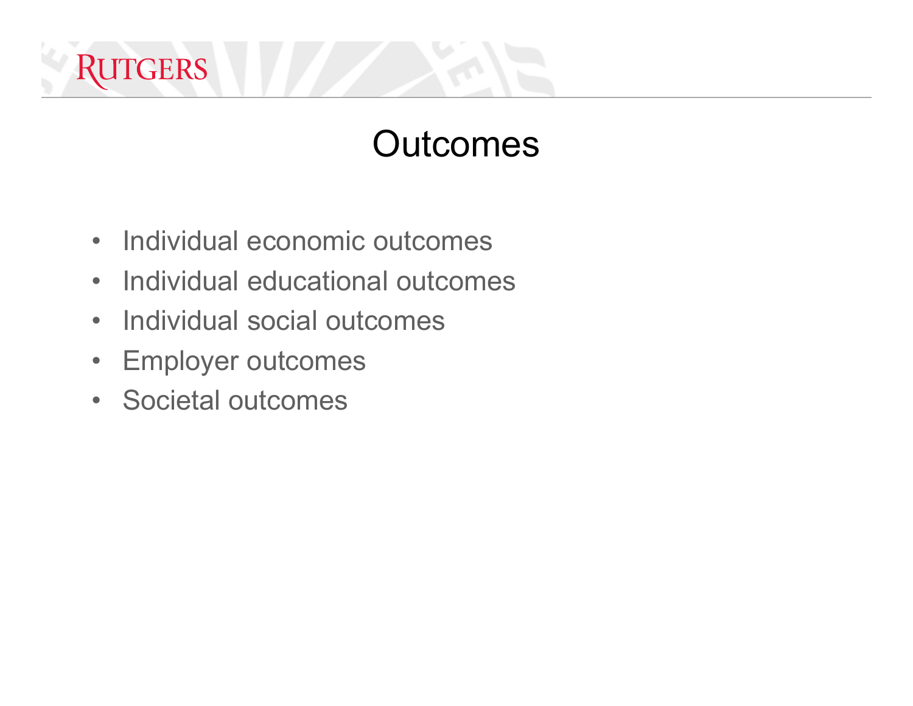# Outcomes

- Individual economic outcomes
- Individual educational outcomes
- Individual social outcomes
- Employer outcomes
- Societal outcomes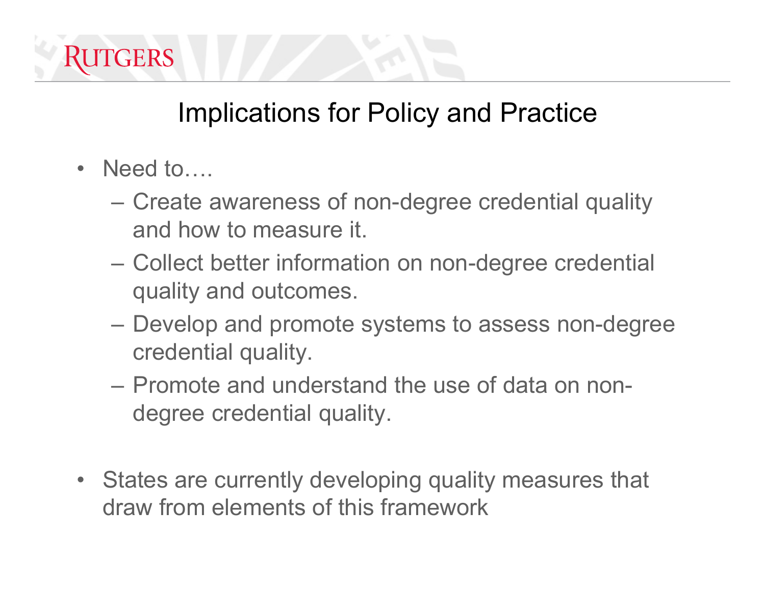# Implications for Policy and Practice

- Need to….
  - Create awareness of non-degree credential quality and how to measure it.
  - Collect better information on non-degree credential quality and outcomes.
  - Develop and promote systems to assess non-degree credential quality.
  - Promote and understand the use of data on non-degree credential quality.

- States are currently developing quality measures that draw from elements of this framework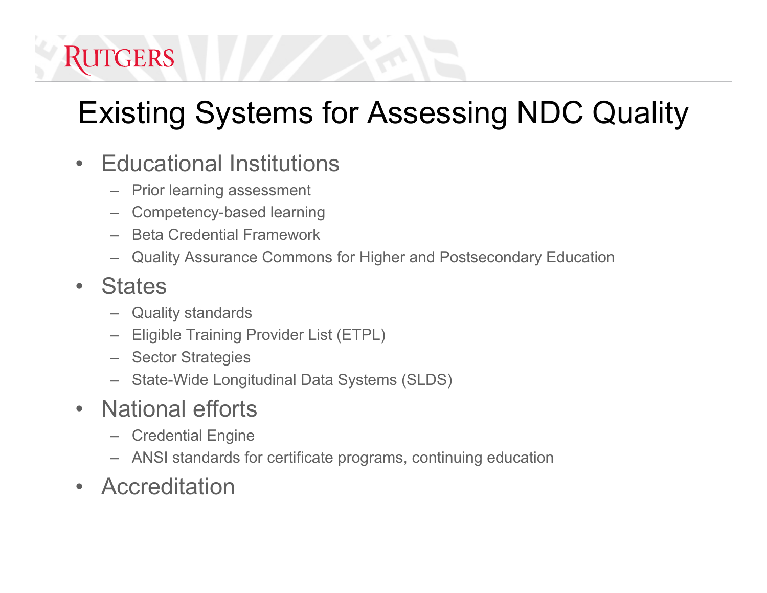# Existing Systems for Assessing NDC Quality

- Educational Institutions
  - Prior learning assessment
  - Competency-based learning
  - Beta Credential Framework
  - Quality Assurance Commons for Higher and Postsecondary Education
- States
  - Quality standards
  - Eligible Training Provider List (ETPL)
  - Sector Strategies
  - State-Wide Longitudinal Data Systems (SLDS)
- National efforts
  - Credential Engine
  - ANSI standards for certificate programs, continuing education
- Accreditation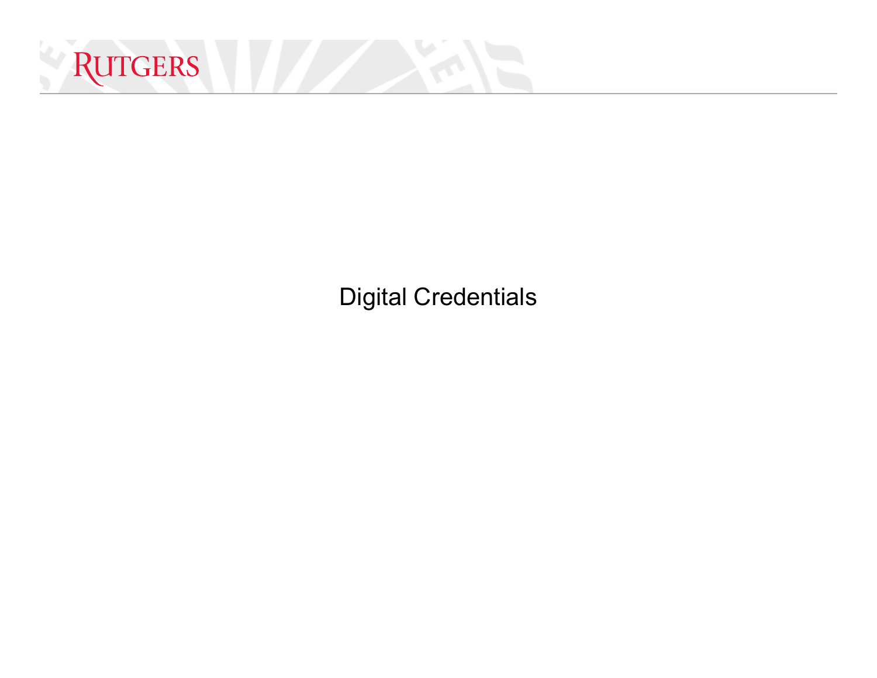# Digital Credentials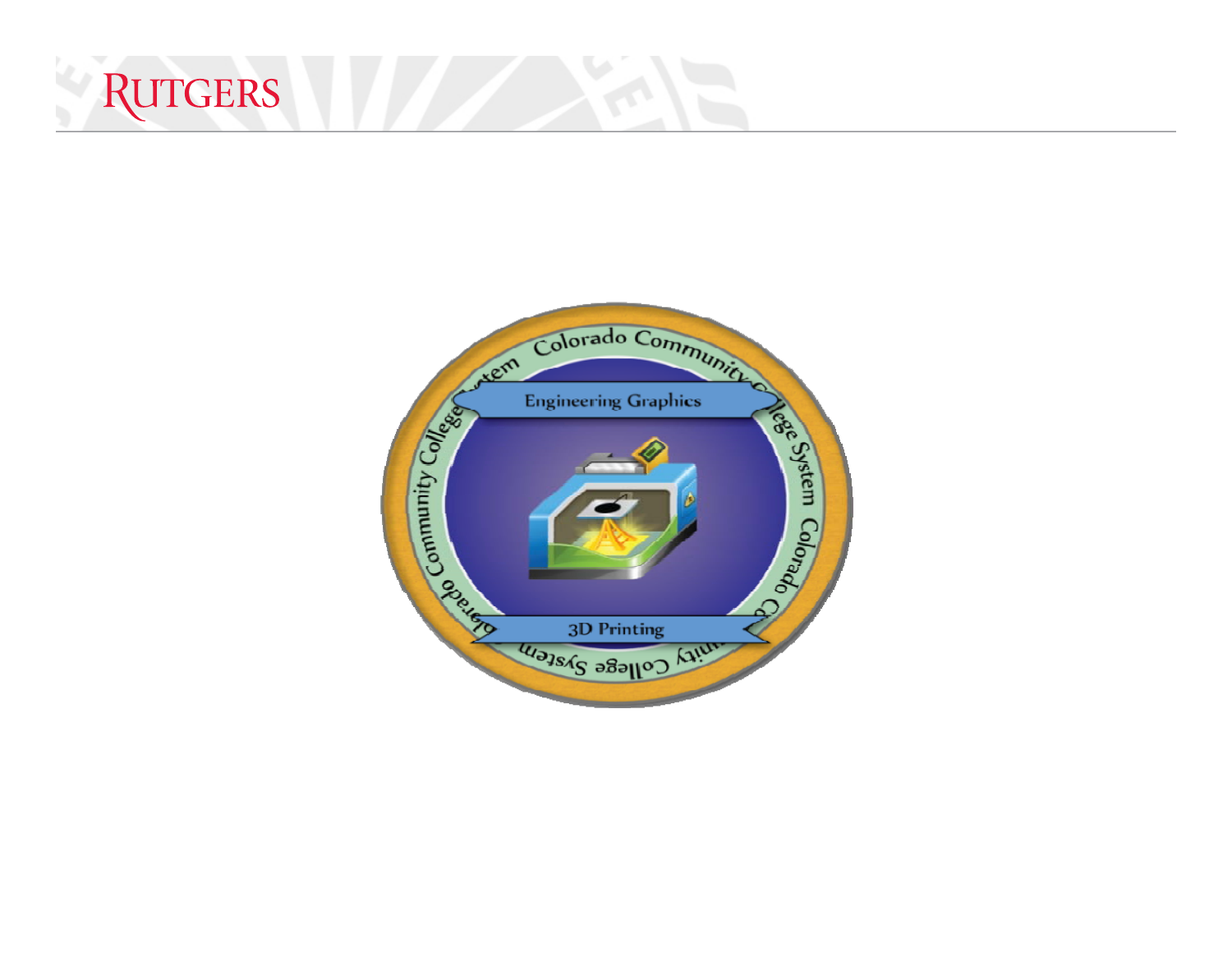Colorado Community College System

Engineering Graphics

3D Printing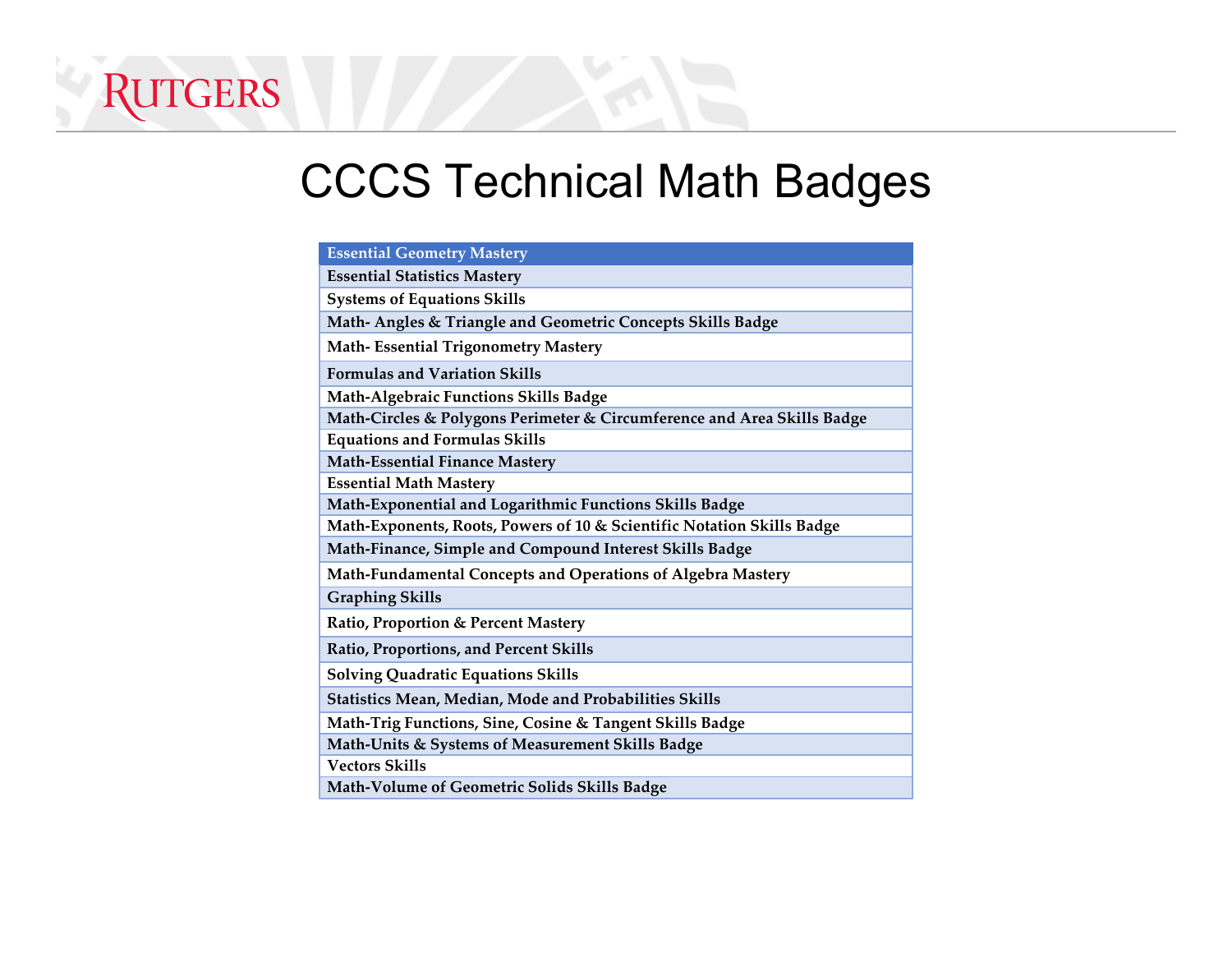# CCCS Technical Math Badges

| Essential Geometry Mastery |
|---|
| Essential Statistics Mastery |
| Systems of Equations Skills |
| Math- Angles & Triangle and Geometric Concepts Skills Badge |
| Math- Essential Trigonometry Mastery |
| Formulas and Variation Skills |
| Math-Algebraic Functions Skills Badge |
| Math-Circles & Polygons Perimeter & Circumference and Area Skills Badge |
| Equations and Formulas Skills |
| Math-Essential Finance Mastery |
| Essential Math Mastery |
| Math-Exponential and Logarithmic Functions Skills Badge |
| Math-Exponents, Roots, Powers of 10 & Scientific Notation Skills Badge |
| Math-Finance, Simple and Compound Interest Skills Badge |
| Math-Fundamental Concepts and Operations of Algebra Mastery |
| Graphing Skills |
| Ratio, Proportion & Percent Mastery |
| Ratio, Proportions, and Percent Skills |
| Solving Quadratic Equations Skills |
| Statistics Mean, Median, Mode and Probabilities Skills |
| Math-Trig Functions, Sine, Cosine & Tangent Skills Badge |
| Math-Units & Systems of Measurement Skills Badge |
| Vectors Skills |
| Math-Volume of Geometric Solids Skills Badge |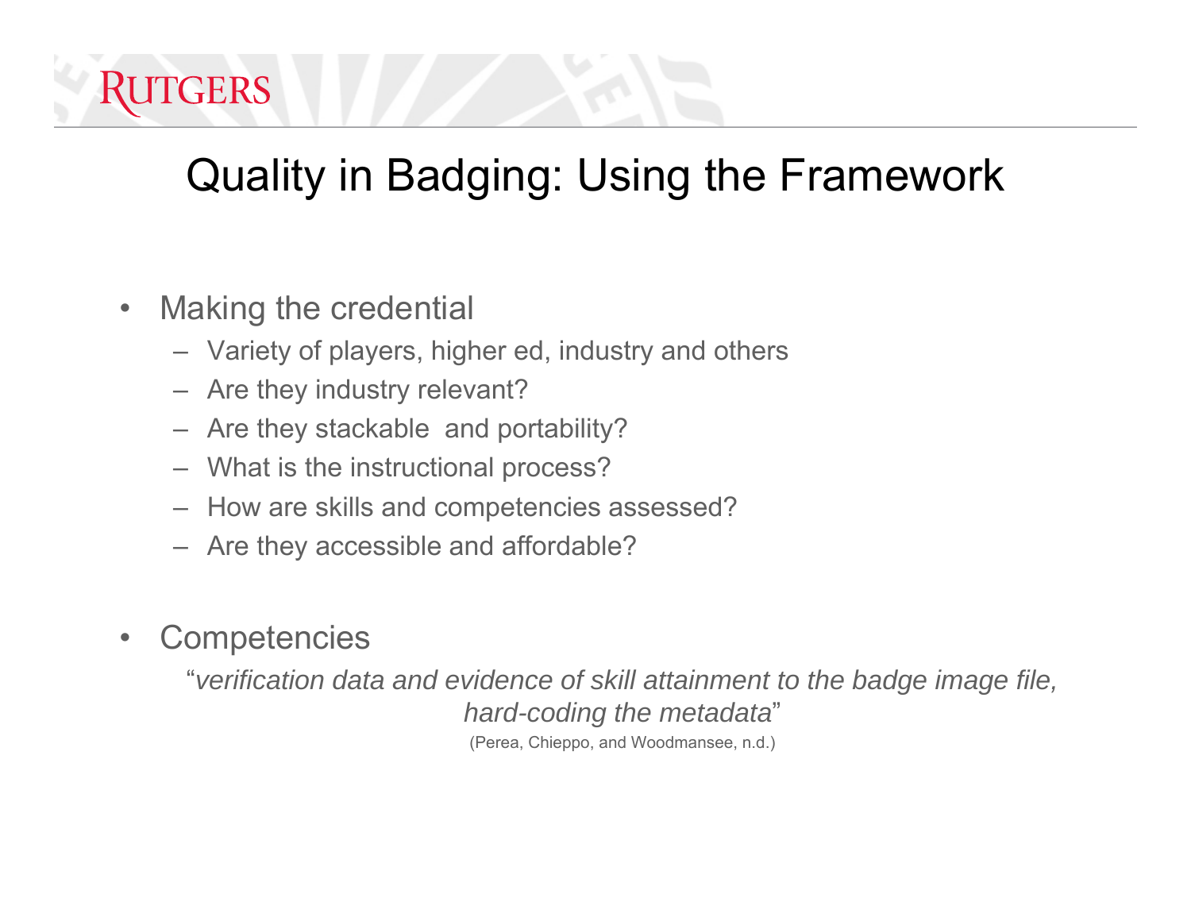# Quality in Badging: Using the Framework

- Making the credential
  - Variety of players, higher ed, industry and others
  - Are they industry relevant?
  - Are they stackable  and portability?
  - What is the instructional process?
  - How are skills and competencies assessed?
  - Are they accessible and affordable?

- Competencies

  "*verification data and evidence of skill attainment to the badge image file, hard-coding the metadata*"

  (Perea, Chieppo, and Woodmansee, n.d.)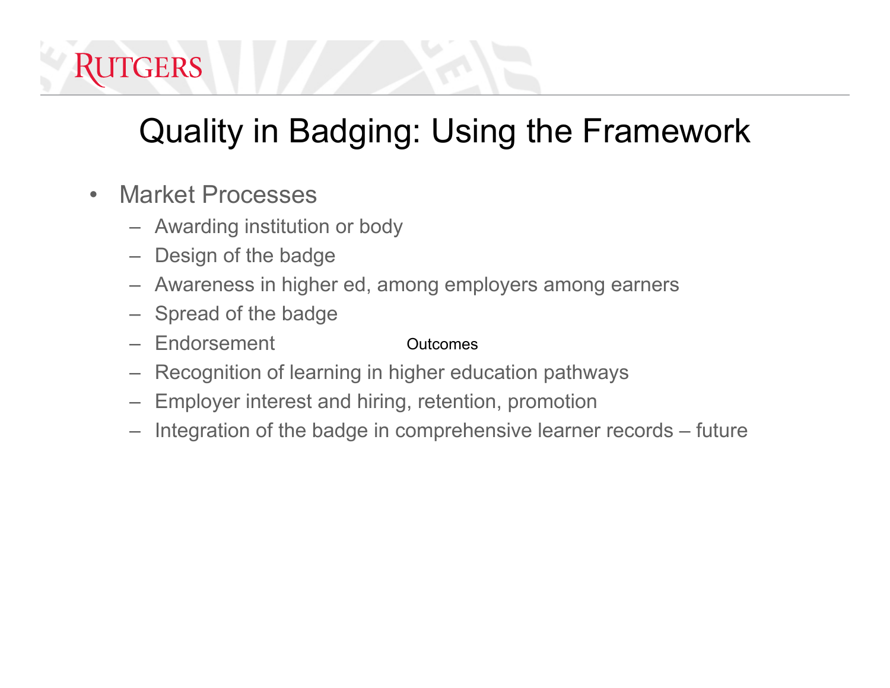# Quality in Badging: Using the Framework

- Market Processes
  - Awarding institution or body
  - Design of the badge
  - Awareness in higher ed, among employers among earners
  - Spread of the badge
  - Endorsement

Outcomes

  - Recognition of learning in higher education pathways
  - Employer interest and hiring, retention, promotion
  - Integration of the badge in comprehensive learner records – future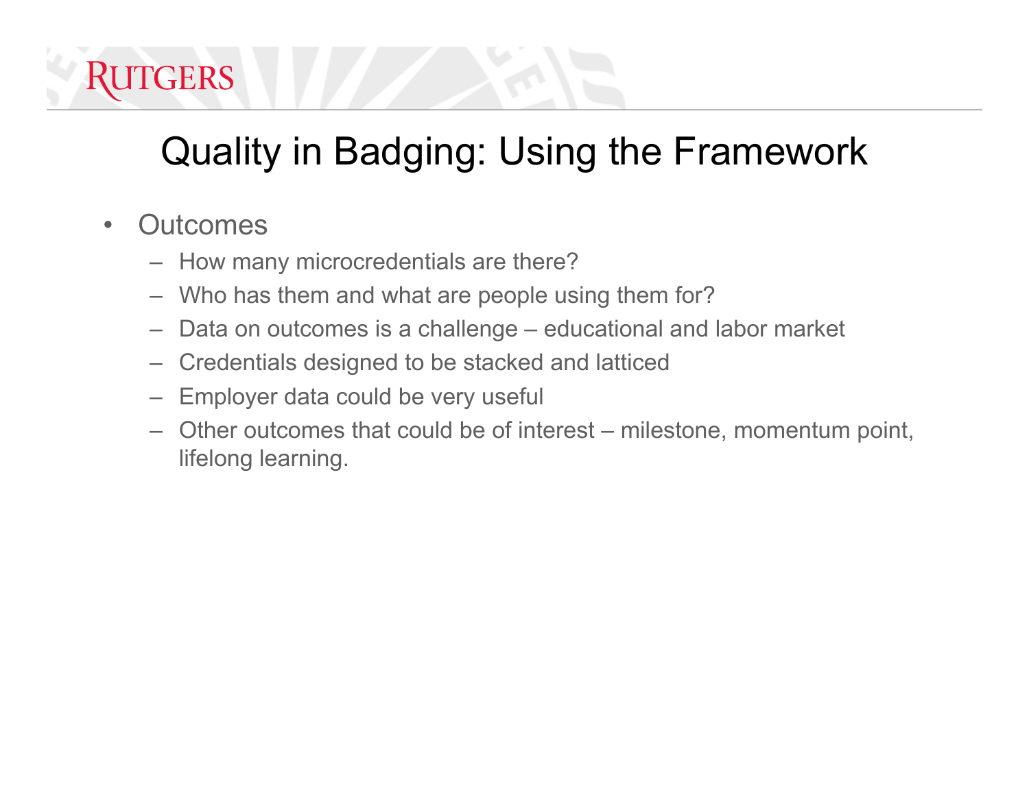# Quality in Badging: Using the Framework

- Outcomes
  - How many microcredentials are there?
  - Who has them and what are people using them for?
  - Data on outcomes is a challenge – educational and labor market
  - Credentials designed to be stacked and latticed
  - Employer data could be very useful
  - Other outcomes that could be of interest – milestone, momentum point, lifelong learning.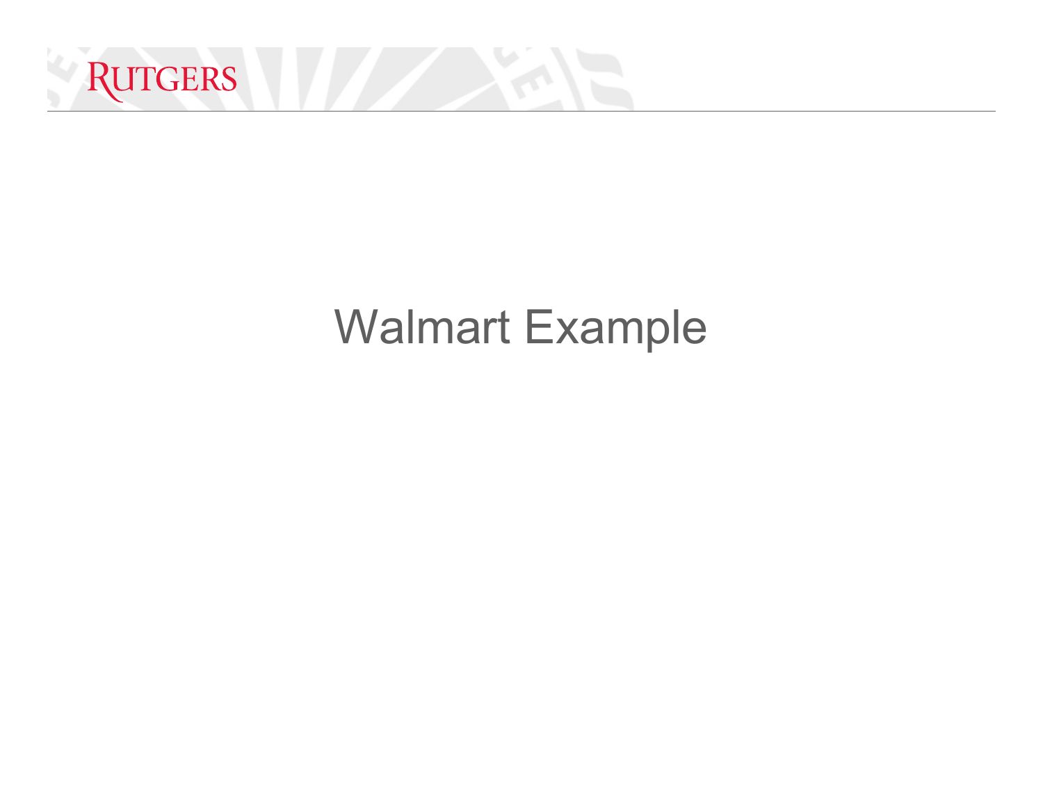# Walmart Example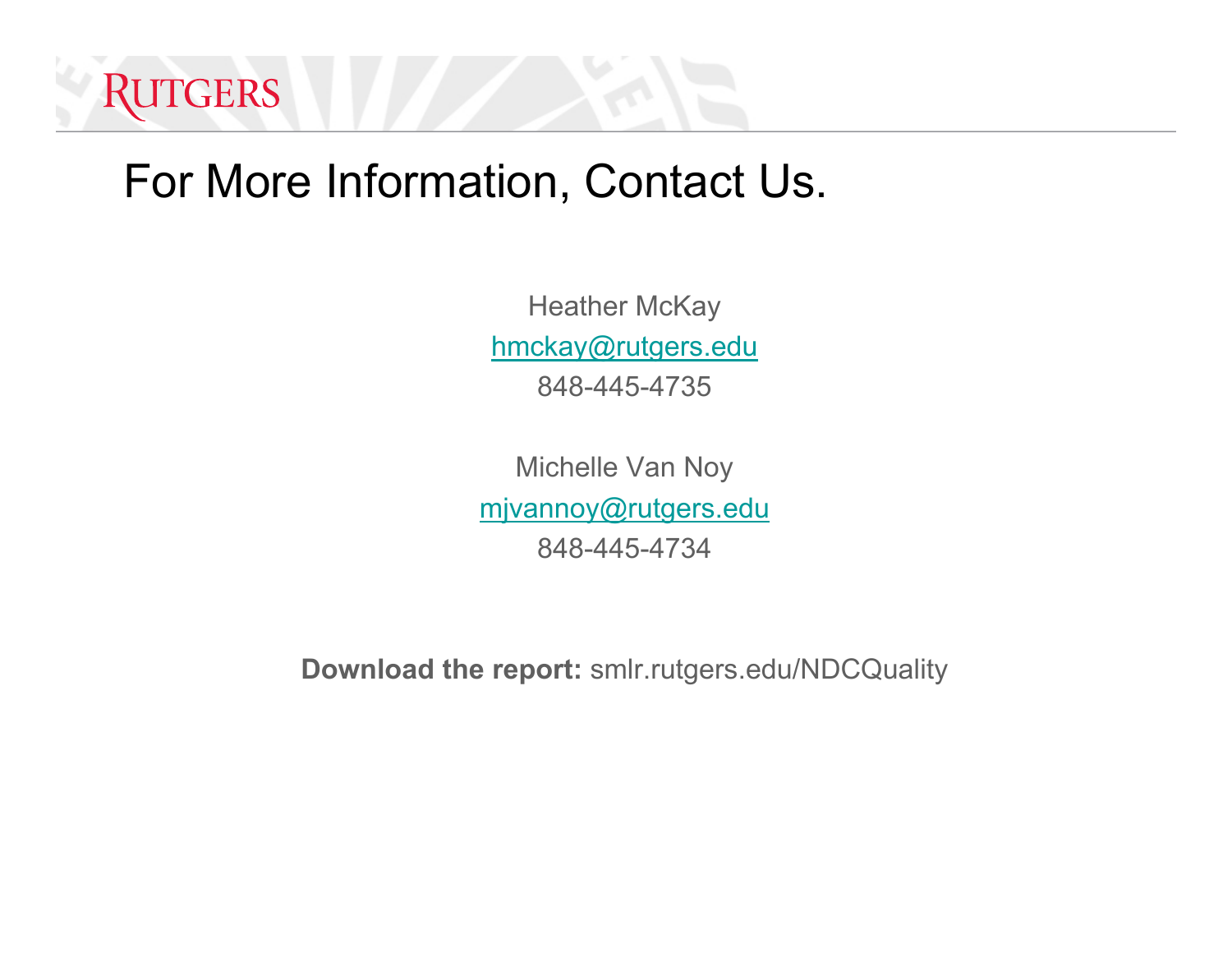# For More Information, Contact Us.

Heather McKay
hmckay@rutgers.edu
848-445-4735

Michelle Van Noy
mjvannoy@rutgers.edu
848-445-4734

**Download the report:** smlr.rutgers.edu/NDCQuality